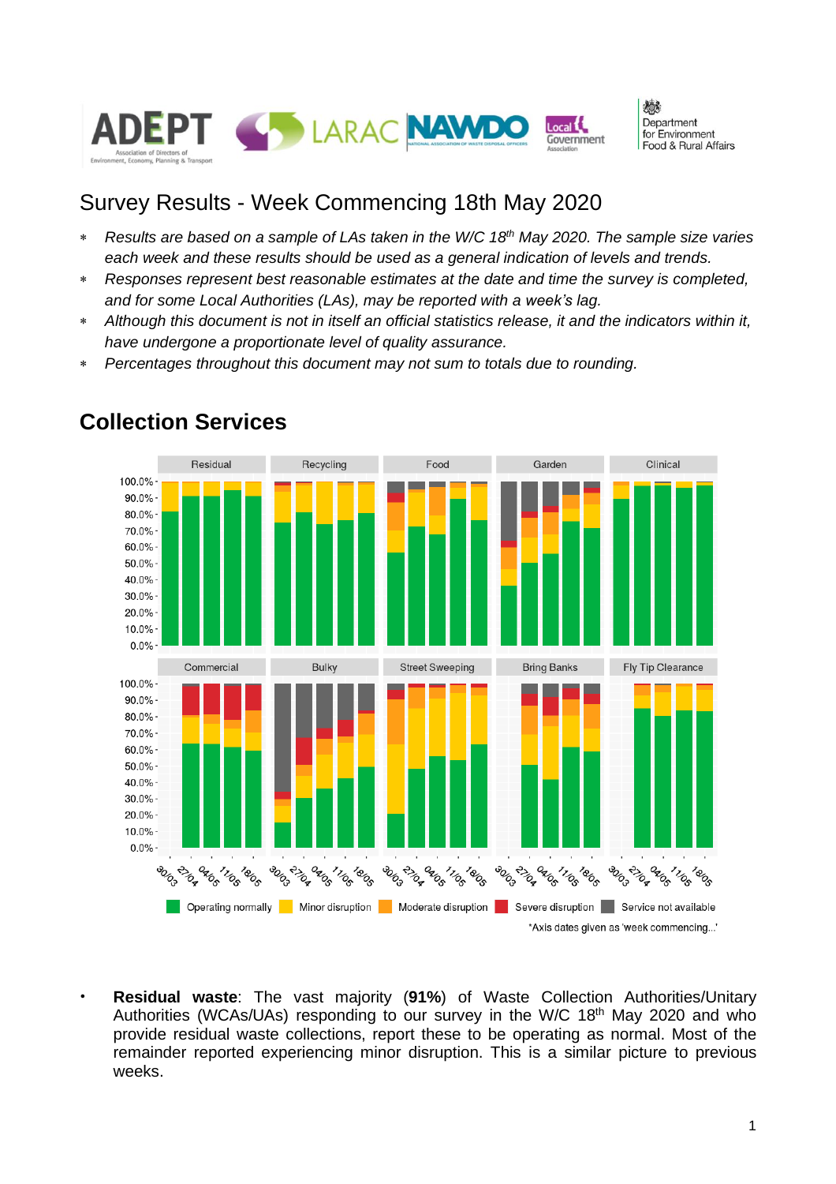# Survey Results - Week Commencing 18th May 2020

- *Results are based on a sample of LAs taken in the W/C 18th May 2020. The sample size varies each week and these results should be used as a general indication of levels and trends.*
- *Responses represent best reasonable estimates at the date and time the survey is completed, and for some Local Authorities (LAs), may be reported with a week's lag.*
- *Although this document is not in itself an official statistics release, it and the indicators within it, have undergone a proportionate level of quality assurance.*
- *Percentages throughout this document may not sum to totals due to rounding.*

## Collection Services

- **Residual waste**: The vast majority (**91%**) of Waste Collection Authorities/Unitary Authorities (WCAs/UAs) responding to our survey in the W/C 18th May 2020 and who provide residual waste collections, report these to be operating as normal. Most of the remainder reported experiencing minor disruption. This is a similar picture to previous weeks.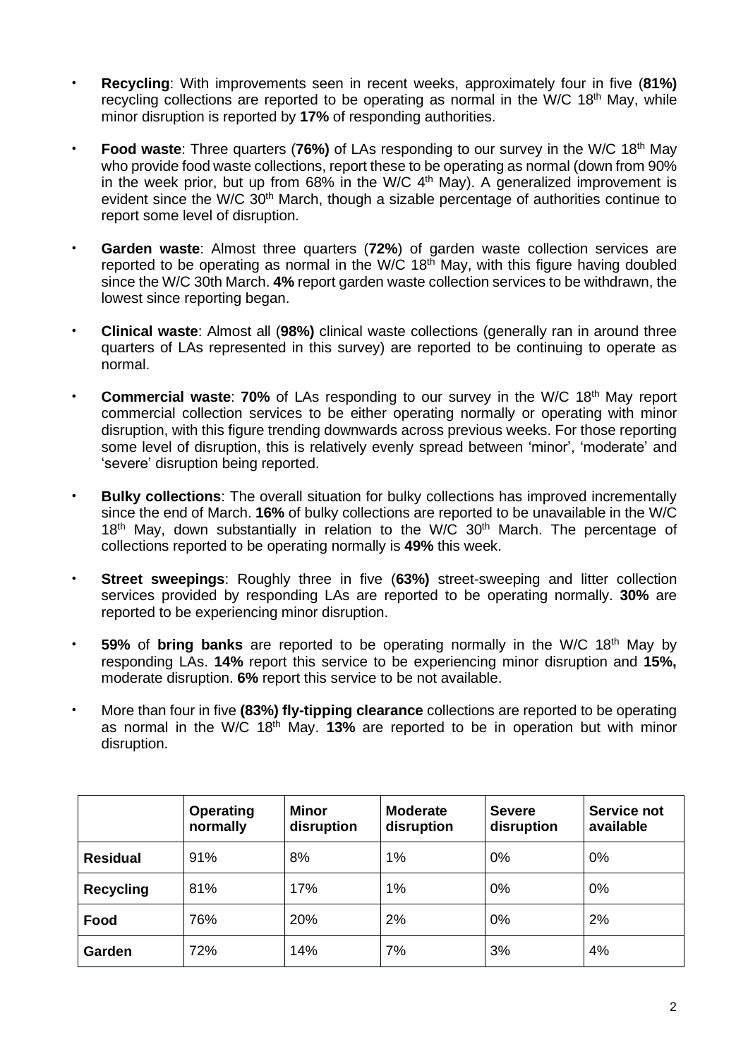- **Recycling**: With improvements seen in recent weeks, approximately four in five (**81%)** recycling collections are reported to be operating as normal in the W/C 18th May, while minor disruption is reported by **17%** of responding authorities.

- **Food waste**: Three quarters (**76%)** of LAs responding to our survey in the W/C 18th May who provide food waste collections, report these to be operating as normal (down from 90% in the week prior, but up from 68% in the W/C 4th May). A generalized improvement is evident since the W/C 30th March, though a sizable percentage of authorities continue to report some level of disruption.

- **Garden waste**: Almost three quarters (**72%**) of garden waste collection services are reported to be operating as normal in the W/C 18th May, with this figure having doubled since the W/C 30th March. **4%** report garden waste collection services to be withdrawn, the lowest since reporting began.

- **Clinical waste**: Almost all (**98%)** clinical waste collections (generally ran in around three quarters of LAs represented in this survey) are reported to be continuing to operate as normal.

- **Commercial waste**: **70%** of LAs responding to our survey in the W/C 18th May report commercial collection services to be either operating normally or operating with minor disruption, with this figure trending downwards across previous weeks. For those reporting some level of disruption, this is relatively evenly spread between 'minor', 'moderate' and 'severe' disruption being reported.

- **Bulky collections**: The overall situation for bulky collections has improved incrementally since the end of March. **16%** of bulky collections are reported to be unavailable in the W/C 18th May, down substantially in relation to the W/C 30th March. The percentage of collections reported to be operating normally is **49%** this week.

- **Street sweepings**: Roughly three in five (**63%)** street-sweeping and litter collection services provided by responding LAs are reported to be operating normally. **30%** are reported to be experiencing minor disruption.

- **59%** of **bring banks** are reported to be operating normally in the W/C 18th May by responding LAs. **14%** report this service to be experiencing minor disruption and **15%,** moderate disruption. **6%** report this service to be not available.

- More than four in five **(83%) fly-tipping clearance** collections are reported to be operating as normal in the W/C 18th May. **13%** are reported to be in operation but with minor disruption.

| | **Operating normally** | **Minor disruption** | **Moderate disruption** | **Severe disruption** | **Service not available** |
|---|---|---|---|---|---|
| **Residual** | 91% | 8% | 1% | 0% | 0% |
| **Recycling** | 81% | 17% | 1% | 0% | 0% |
| **Food** | 76% | 20% | 2% | 0% | 2% |
| **Garden** | 72% | 14% | 7% | 3% | 4% |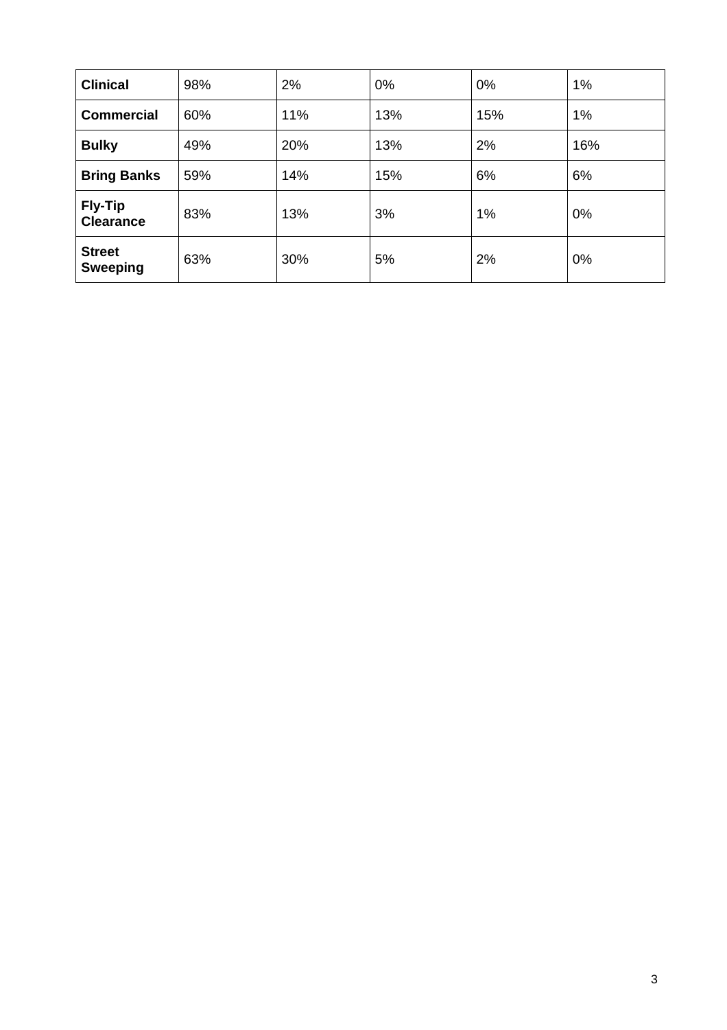| | | | | | |
|---|---|---|---|---|---|
| **Clinical** | 98% | 2% | 0% | 0% | 1% |
| **Commercial** | 60% | 11% | 13% | 15% | 1% |
| **Bulky** | 49% | 20% | 13% | 2% | 16% |
| **Bring Banks** | 59% | 14% | 15% | 6% | 6% |
| **Fly-Tip Clearance** | 83% | 13% | 3% | 1% | 0% |
| **Street Sweeping** | 63% | 30% | 5% | 2% | 0% |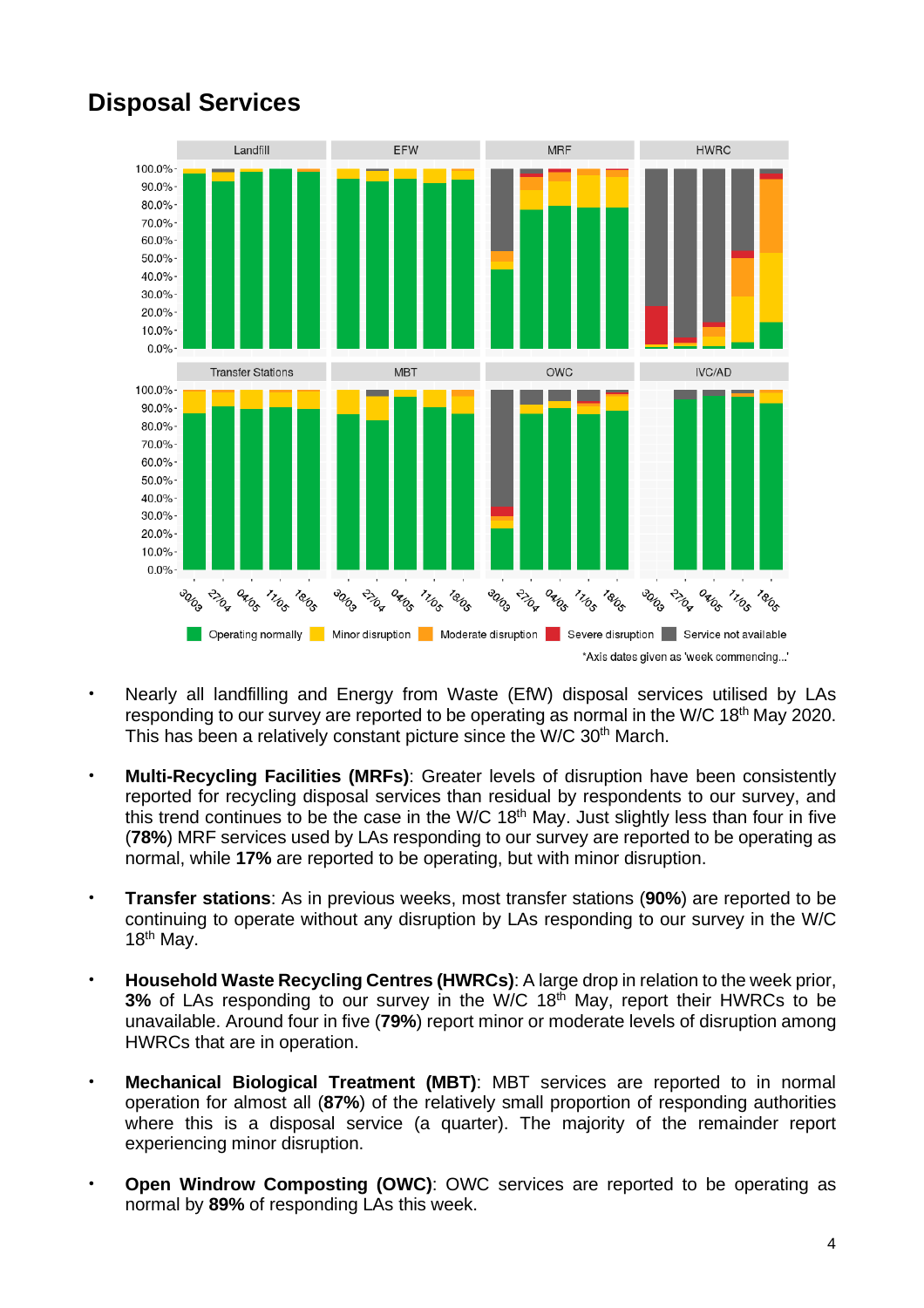# Disposal Services

- Nearly all landfilling and Energy from Waste (EfW) disposal services utilised by LAs responding to our survey are reported to be operating as normal in the W/C 18th May 2020. This has been a relatively constant picture since the W/C 30th March.

- **Multi-Recycling Facilities (MRFs)**: Greater levels of disruption have been consistently reported for recycling disposal services than residual by respondents to our survey, and this trend continues to be the case in the W/C 18th May. Just slightly less than four in five (**78%**) MRF services used by LAs responding to our survey are reported to be operating as normal, while **17%** are reported to be operating, but with minor disruption.

- **Transfer stations**: As in previous weeks, most transfer stations (**90%**) are reported to be continuing to operate without any disruption by LAs responding to our survey in the W/C 18th May.

- **Household Waste Recycling Centres (HWRCs)**: A large drop in relation to the week prior, **3%** of LAs responding to our survey in the W/C 18th May, report their HWRCs to be unavailable. Around four in five (**79%**) report minor or moderate levels of disruption among HWRCs that are in operation.

- **Mechanical Biological Treatment (MBT)**: MBT services are reported to in normal operation for almost all (**87%**) of the relatively small proportion of responding authorities where this is a disposal service (a quarter). The majority of the remainder report experiencing minor disruption.

- **Open Windrow Composting (OWC)**: OWC services are reported to be operating as normal by **89%** of responding LAs this week.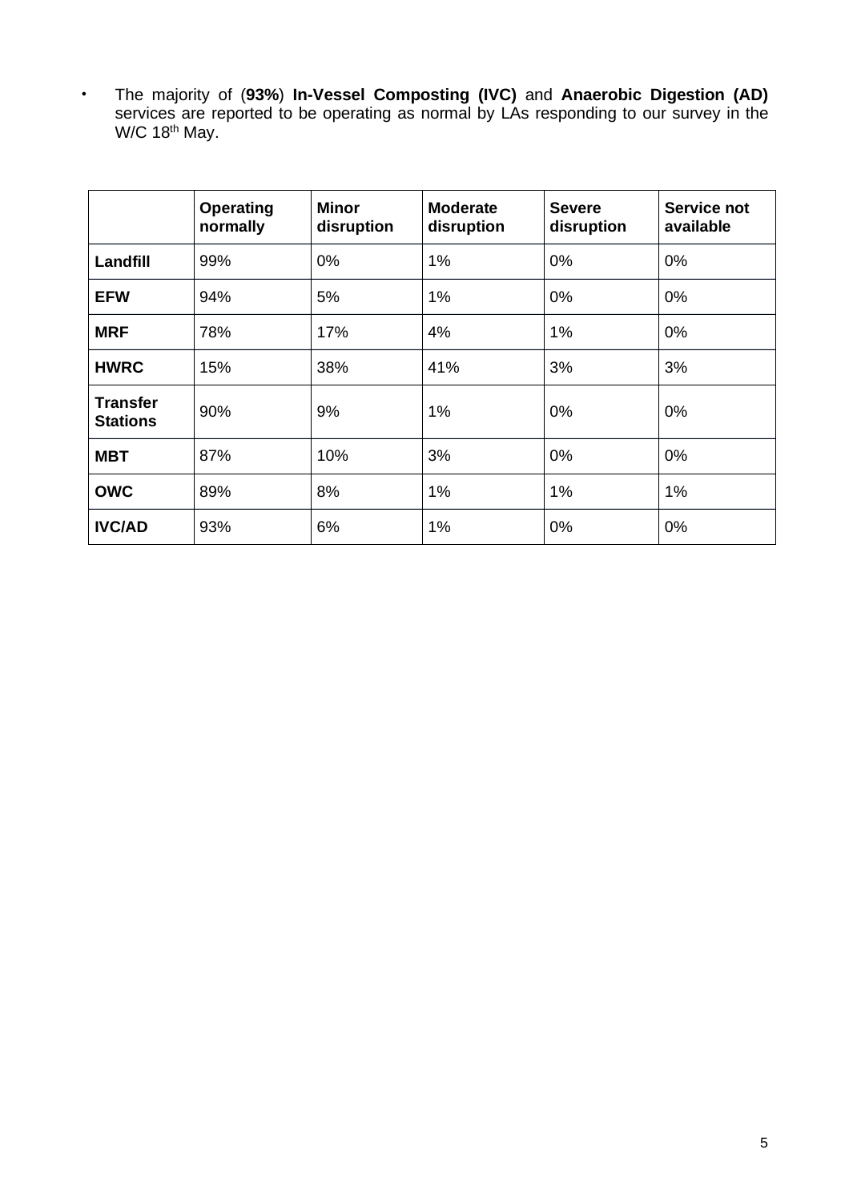- The majority of (**93%**) **In-Vessel Composting (IVC)** and **Anaerobic Digestion (AD)** services are reported to be operating as normal by LAs responding to our survey in the W/C 18th May.

| | **Operating normally** | **Minor disruption** | **Moderate disruption** | **Severe disruption** | **Service not available** |
|---|---|---|---|---|---|
| **Landfill** | 99% | 0% | 1% | 0% | 0% |
| **EFW** | 94% | 5% | 1% | 0% | 0% |
| **MRF** | 78% | 17% | 4% | 1% | 0% |
| **HWRC** | 15% | 38% | 41% | 3% | 3% |
| **Transfer Stations** | 90% | 9% | 1% | 0% | 0% |
| **MBT** | 87% | 10% | 3% | 0% | 0% |
| **OWC** | 89% | 8% | 1% | 1% | 1% |
| **IVC/AD** | 93% | 6% | 1% | 0% | 0% |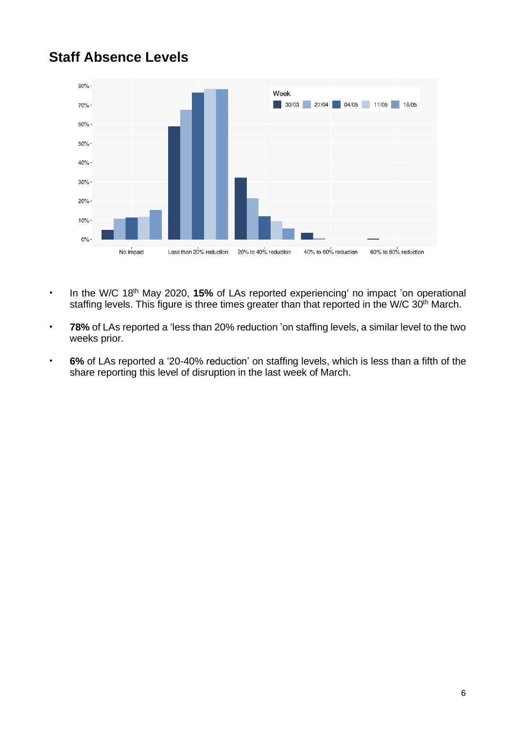## Staff Absence Levels

- In the W/C 18th May 2020, **15%** of LAs reported experiencing' no impact 'on operational staffing levels. This figure is three times greater than that reported in the W/C 30th March.
- **78%** of LAs reported a 'less than 20% reduction 'on staffing levels, a similar level to the two weeks prior.
- **6%** of LAs reported a '20-40% reduction' on staffing levels, which is less than a fifth of the share reporting this level of disruption in the last week of March.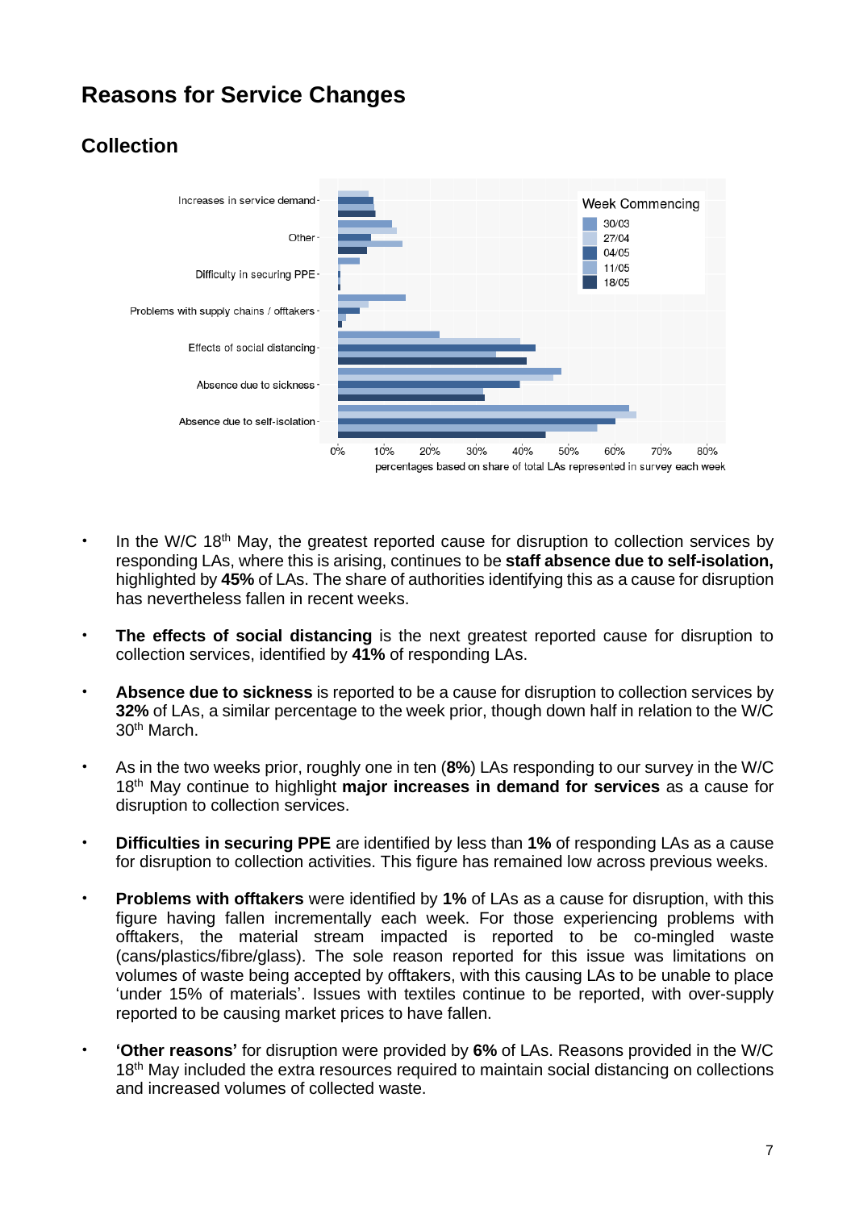## Reasons for Service Changes

### Collection

- In the W/C 18th May, the greatest reported cause for disruption to collection services by responding LAs, where this is arising, continues to be **staff absence due to self-isolation,** highlighted by **45%** of LAs. The share of authorities identifying this as a cause for disruption has nevertheless fallen in recent weeks.
- **The effects of social distancing** is the next greatest reported cause for disruption to collection services, identified by **41%** of responding LAs.
- **Absence due to sickness** is reported to be a cause for disruption to collection services by **32%** of LAs, a similar percentage to the week prior, though down half in relation to the W/C 30th March.
- As in the two weeks prior, roughly one in ten (**8%**) LAs responding to our survey in the W/C 18th May continue to highlight **major increases in demand for services** as a cause for disruption to collection services.
- **Difficulties in securing PPE** are identified by less than **1%** of responding LAs as a cause for disruption to collection activities. This figure has remained low across previous weeks.
- **Problems with offtakers** were identified by **1%** of LAs as a cause for disruption, with this figure having fallen incrementally each week. For those experiencing problems with offtakers, the material stream impacted is reported to be co-mingled waste (cans/plastics/fibre/glass). The sole reason reported for this issue was limitations on volumes of waste being accepted by offtakers, with this causing LAs to be unable to place 'under 15% of materials'. Issues with textiles continue to be reported, with over-supply reported to be causing market prices to have fallen.
- **'Other reasons'** for disruption were provided by **6%** of LAs. Reasons provided in the W/C 18th May included the extra resources required to maintain social distancing on collections and increased volumes of collected waste.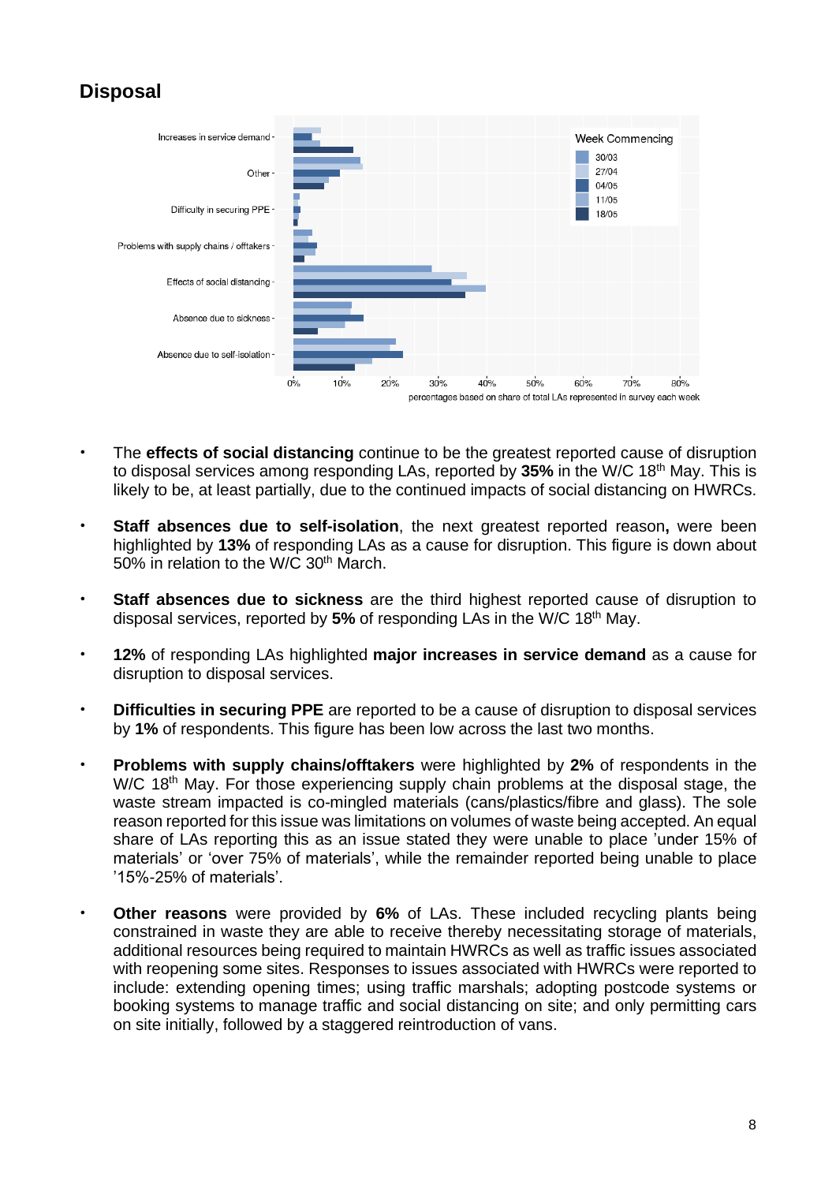## Disposal

- The **effects of social distancing** continue to be the greatest reported cause of disruption to disposal services among responding LAs, reported by **35%** in the W/C 18th May. This is likely to be, at least partially, due to the continued impacts of social distancing on HWRCs.

- **Staff absences due to self-isolation**, the next greatest reported reason**,** were been highlighted by **13%** of responding LAs as a cause for disruption. This figure is down about 50% in relation to the W/C 30th March.

- **Staff absences due to sickness** are the third highest reported cause of disruption to disposal services, reported by **5%** of responding LAs in the W/C 18th May.

- **12%** of responding LAs highlighted **major increases in service demand** as a cause for disruption to disposal services.

- **Difficulties in securing PPE** are reported to be a cause of disruption to disposal services by **1%** of respondents. This figure has been low across the last two months.

- **Problems with supply chains/offtakers** were highlighted by **2%** of respondents in the W/C 18th May. For those experiencing supply chain problems at the disposal stage, the waste stream impacted is co-mingled materials (cans/plastics/fibre and glass). The sole reason reported for this issue was limitations on volumes of waste being accepted. An equal share of LAs reporting this as an issue stated they were unable to place 'under 15% of materials' or 'over 75% of materials', while the remainder reported being unable to place '15%-25% of materials'.

- **Other reasons** were provided by **6%** of LAs. These included recycling plants being constrained in waste they are able to receive thereby necessitating storage of materials, additional resources being required to maintain HWRCs as well as traffic issues associated with reopening some sites. Responses to issues associated with HWRCs were reported to include: extending opening times; using traffic marshals; adopting postcode systems or booking systems to manage traffic and social distancing on site; and only permitting cars on site initially, followed by a staggered reintroduction of vans.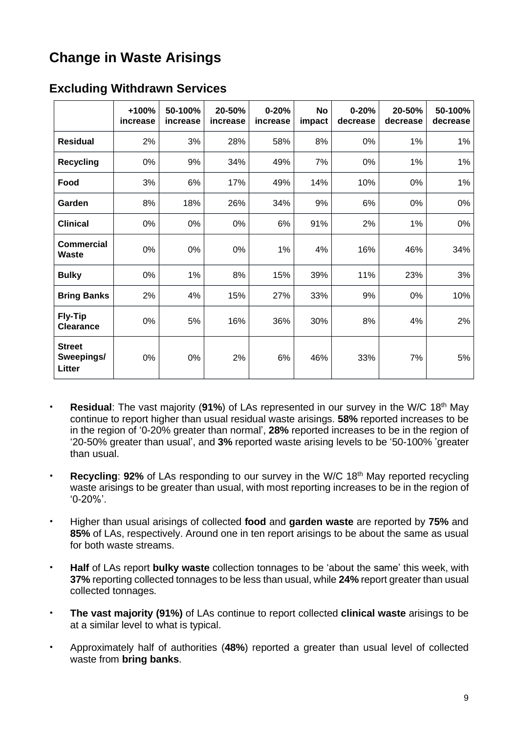# Change in Waste Arisings

## Excluding Withdrawn Services

| | +100% increase | 50-100% increase | 20-50% increase | 0-20% increase | No impact | 0-20% decrease | 20-50% decrease | 50-100% decrease |
|---|---|---|---|---|---|---|---|---|
| **Residual** | 2% | 3% | 28% | 58% | 8% | 0% | 1% | 1% |
| **Recycling** | 0% | 9% | 34% | 49% | 7% | 0% | 1% | 1% |
| **Food** | 3% | 6% | 17% | 49% | 14% | 10% | 0% | 1% |
| **Garden** | 8% | 18% | 26% | 34% | 9% | 6% | 0% | 0% |
| **Clinical** | 0% | 0% | 0% | 6% | 91% | 2% | 1% | 0% |
| **Commercial Waste** | 0% | 0% | 0% | 1% | 4% | 16% | 46% | 34% |
| **Bulky** | 0% | 1% | 8% | 15% | 39% | 11% | 23% | 3% |
| **Bring Banks** | 2% | 4% | 15% | 27% | 33% | 9% | 0% | 10% |
| **Fly-Tip Clearance** | 0% | 5% | 16% | 36% | 30% | 8% | 4% | 2% |
| **Street Sweepings/ Litter** | 0% | 0% | 2% | 6% | 46% | 33% | 7% | 5% |

- **Residual**: The vast majority (**91%**) of LAs represented in our survey in the W/C 18th May continue to report higher than usual residual waste arisings. **58%** reported increases to be in the region of '0-20% greater than normal', **28%** reported increases to be in the region of '20-50% greater than usual', and **3%** reported waste arising levels to be '50-100% 'greater than usual.
- **Recycling**: **92%** of LAs responding to our survey in the W/C 18th May reported recycling waste arisings to be greater than usual, with most reporting increases to be in the region of '0-20%'.
- Higher than usual arisings of collected **food** and **garden waste** are reported by **75%** and **85%** of LAs, respectively. Around one in ten report arisings to be about the same as usual for both waste streams.
- **Half** of LAs report **bulky waste** collection tonnages to be 'about the same' this week, with **37%** reporting collected tonnages to be less than usual, while **24%** report greater than usual collected tonnages.
- **The vast majority (91%)** of LAs continue to report collected **clinical waste** arisings to be at a similar level to what is typical.
- Approximately half of authorities (**48%**) reported a greater than usual level of collected waste from **bring banks**.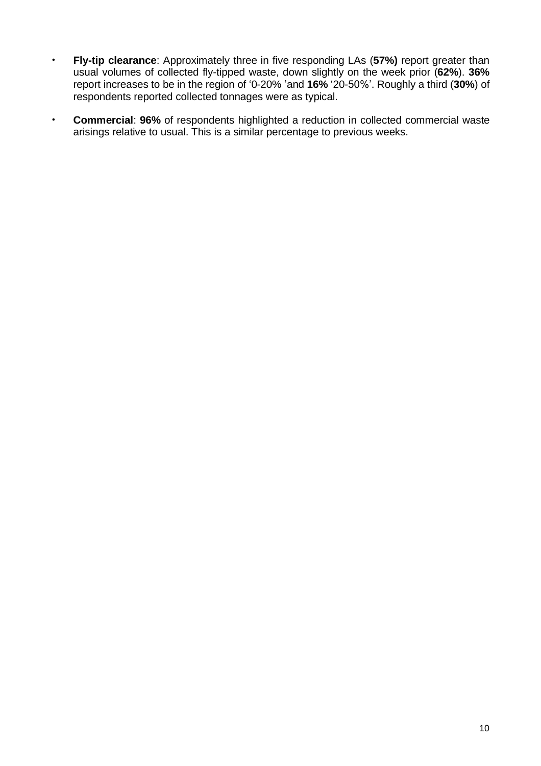- **Fly-tip clearance**: Approximately three in five responding LAs (**57%)** report greater than usual volumes of collected fly-tipped waste, down slightly on the week prior (**62%**). **36%** report increases to be in the region of '0-20% 'and **16%** '20-50%'. Roughly a third (**30%**) of respondents reported collected tonnages were as typical.
- **Commercial**: **96%** of respondents highlighted a reduction in collected commercial waste arisings relative to usual. This is a similar percentage to previous weeks.